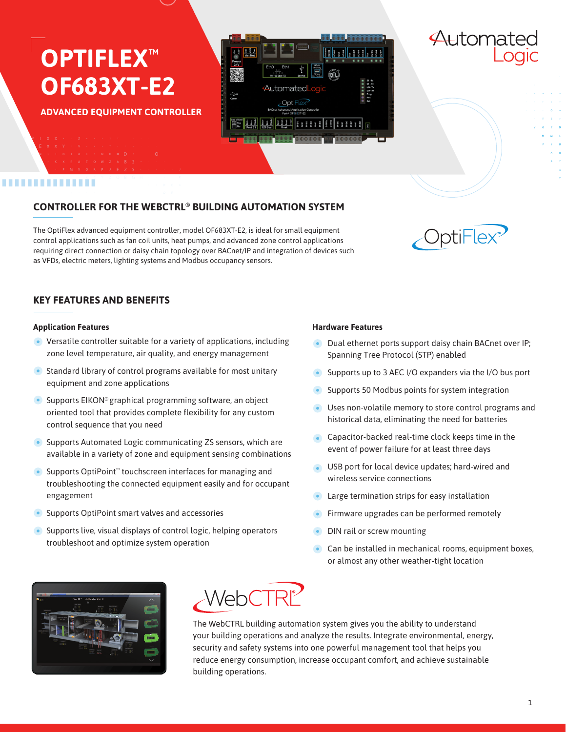# OPTIFLEX™ OF683XT-E2

**ADVANCED EQUIPMENT CONTROLLER**

## CONTROLLER FOR THE WEBCTRL® BUILDING AUTOMATION SYSTEM

The OptiFlex advanced equipment controller, model OF683XT-E2, is ideal for small equipment control applications such as fan coil units, heat pumps, and advanced zone control applications requiring direct connection or daisy chain topology over BACnet/IP and integration of devices such as VFDs, electric meters, lighting systems and Modbus occupancy sensors.

## KEY FEATURES AND BENEFITS

### Application Features

- Versatile controller suitable for a variety of applications, including zone level temperature, air quality, and energy management
- Standard library of control programs available for most unitary equipment and zone applications
- Supports EIKON® graphical programming software, an object oriented tool that provides complete flexibility for any custom control sequence that you need
- Supports Automated Logic communicating ZS sensors, which are available in a variety of zone and equipment sensing combinations
- Supports OptiPoint™ touchscreen interfaces for managing and troubleshooting the connected equipment easily and for occupant engagement
- Supports OptiPoint smart valves and accessories
- Supports live, visual displays of control logic, helping operators troubleshoot and optimize system operation

### Hardware Features

- Dual ethernet ports support daisy chain BACnet over IP; Spanning Tree Protocol (STP) enabled
- Supports up to 3 AEC I/O expanders via the I/O bus port
- Supports 50 Modbus points for system integration
- Uses non-volatile memory to store control programs and historical data, eliminating the need for batteries
- Capacitor-backed real-time clock keeps time in the event of power failure for at least three days
- USB port for local device updates; hard-wired and wireless service connections
- Large termination strips for easy installation
- Firmware upgrades can be performed remotely
- DIN rail or screw mounting
- Can be installed in mechanical rooms, equipment boxes, or almost any other weather-tight location

The WebCTRL building automation system gives you the ability to understand your building operations and analyze the results. Integrate environmental, energy, security and safety systems into one powerful management tool that helps you reduce energy consumption, increase occupant comfort, and achieve sustainable building operations.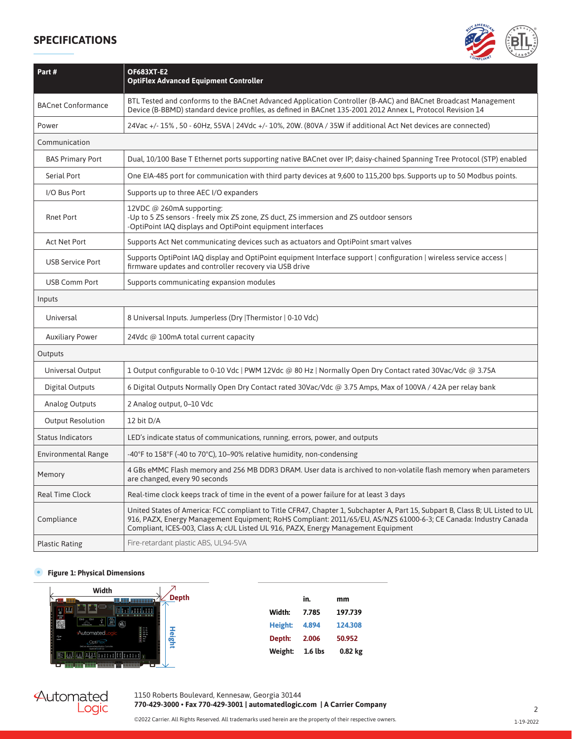## SPECIFICATIONS

| Part # | OF683XT-E2<br>OptiFlex Advanced Equipment Controller |
|---|---|
| BACnet Conformance | BTL Tested and conforms to the BACnet Advanced Application Controller (B-AAC) and BACnet Broadcast Management Device (B-BBMD) standard device profiles, as defined in BACnet 135-2001 2012 Annex L, Protocol Revision 14 |
| Power | 24Vac +/- 15% , 50 - 60Hz, 55VA \| 24Vdc +/- 10%, 20W. (80VA / 35W if additional Act Net devices are connected) |
| Communication | |
| BAS Primary Port | Dual, 10/100 Base T Ethernet ports supporting native BACnet over IP; daisy-chained Spanning Tree Protocol (STP) enabled |
| Serial Port | One EIA-485 port for communication with third party devices at 9,600 to 115,200 bps. Supports up to 50 Modbus points. |
| I/O Bus Port | Supports up to three AEC I/O expanders |
| Rnet Port | 12VDC @ 260mA supporting:<br>-Up to 5 ZS sensors - freely mix ZS zone, ZS duct, ZS immersion and ZS outdoor sensors<br>-OptiPoint IAQ displays and OptiPoint equipment interfaces |
| Act Net Port | Supports Act Net communicating devices such as actuators and OptiPoint smart valves |
| USB Service Port | Supports OptiPoint IAQ display and OptiPoint equipment Interface support \| configuration \| wireless service access \| firmware updates and controller recovery via USB drive |
| USB Comm Port | Supports communicating expansion modules |
| Inputs | |
| Universal | 8 Universal Inputs. Jumperless (Dry \|Thermistor \| 0-10 Vdc) |
| Auxiliary Power | 24Vdc @ 100mA total current capacity |
| Outputs | |
| Universal Output | 1 Output configurable to 0-10 Vdc \| PWM 12Vdc @ 80 Hz \| Normally Open Dry Contact rated 30Vac/Vdc @ 3.75A |
| Digital Outputs | 6 Digital Outputs Normally Open Dry Contact rated 30Vac/Vdc @ 3.75 Amps, Max of 100VA / 4.2A per relay bank |
| Analog Outputs | 2 Analog output, 0–10 Vdc |
| Output Resolution | 12 bit D/A |
| Status Indicators | LED's indicate status of communications, running, errors, power, and outputs |
| Environmental Range | -40°F to 158°F (-40 to 70°C), 10–90% relative humidity, non-condensing |
| Memory | 4 GBs eMMC Flash memory and 256 MB DDR3 DRAM. User data is archived to non-volatile flash memory when parameters are changed, every 90 seconds |
| Real Time Clock | Real-time clock keeps track of time in the event of a power failure for at least 3 days |
| Compliance | United States of America: FCC compliant to Title CFR47, Chapter 1, Subchapter A, Part 15, Subpart B, Class B; UL Listed to UL 916, PAZX, Energy Management Equipment; RoHS Compliant: 2011/65/EU, AS/NZS 61000-6-3; CE Canada: Industry Canada Compliant, ICES-003, Class A; cUL Listed UL 916, PAZX, Energy Management Equipment |
| Plastic Rating | Fire-retardant plastic ABS, UL94-5VA |

**Figure 1: Physical Dimensions**

Width
Depth
Height

| | in. | mm |
|---|---|---|
| Width: | 7.785 | 197.739 |
| Height: | 4.894 | 124.308 |
| Depth: | 2.006 | 50.952 |
| Weight: | 1.6 lbs | 0.82 kg |

1150 Roberts Boulevard, Kennesaw, Georgia 30144
**770-429-3000 • Fax 770-429-3001 | automatedlogic.com | A Carrier Company**

©2022 Carrier. All Rights Reserved. All trademarks used herein are the property of their respective owners.

1-19-2022